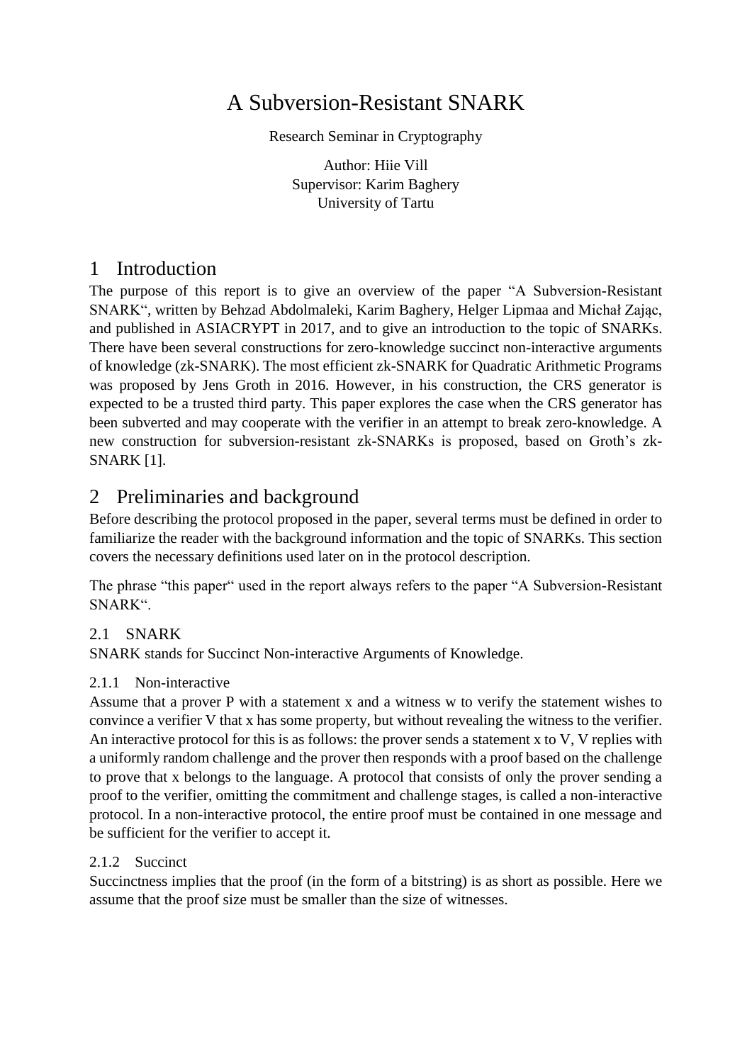# A Subversion-Resistant SNARK

Research Seminar in Cryptography

Author: Hiie Vill
Supervisor: Karim Baghery
University of Tartu

## 1 Introduction

The purpose of this report is to give an overview of the paper "A Subversion-Resistant SNARK", written by Behzad Abdolmaleki, Karim Baghery, Helger Lipmaa and Michał Zając, and published in ASIACRYPT in 2017, and to give an introduction to the topic of SNARKs. There have been several constructions for zero-knowledge succinct non-interactive arguments of knowledge (zk-SNARK). The most efficient zk-SNARK for Quadratic Arithmetic Programs was proposed by Jens Groth in 2016. However, in his construction, the CRS generator is expected to be a trusted third party. This paper explores the case when the CRS generator has been subverted and may cooperate with the verifier in an attempt to break zero-knowledge. A new construction for subversion-resistant zk-SNARKs is proposed, based on Groth's zk-SNARK [1].

## 2 Preliminaries and background

Before describing the protocol proposed in the paper, several terms must be defined in order to familiarize the reader with the background information and the topic of SNARKs. This section covers the necessary definitions used later on in the protocol description.

The phrase "this paper" used in the report always refers to the paper "A Subversion-Resistant SNARK".

### 2.1 SNARK

SNARK stands for Succinct Non-interactive Arguments of Knowledge.

#### 2.1.1 Non-interactive

Assume that a prover P with a statement x and a witness w to verify the statement wishes to convince a verifier V that x has some property, but without revealing the witness to the verifier. An interactive protocol for this is as follows: the prover sends a statement x to V, V replies with a uniformly random challenge and the prover then responds with a proof based on the challenge to prove that x belongs to the language. A protocol that consists of only the prover sending a proof to the verifier, omitting the commitment and challenge stages, is called a non-interactive protocol. In a non-interactive protocol, the entire proof must be contained in one message and be sufficient for the verifier to accept it.

#### 2.1.2 Succinct

Succinctness implies that the proof (in the form of a bitstring) is as short as possible. Here we assume that the proof size must be smaller than the size of witnesses.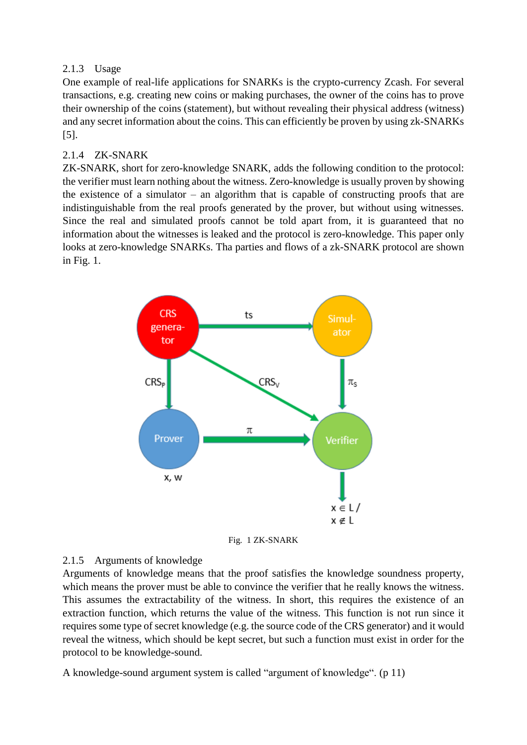### 2.1.3 Usage

One example of real-life applications for SNARKs is the crypto-currency Zcash. For several transactions, e.g. creating new coins or making purchases, the owner of the coins has to prove their ownership of the coins (statement), but without revealing their physical address (witness) and any secret information about the coins. This can efficiently be proven by using zk-SNARKs [5].

### 2.1.4 ZK-SNARK

ZK-SNARK, short for zero-knowledge SNARK, adds the following condition to the protocol: the verifier must learn nothing about the witness. Zero-knowledge is usually proven by showing the existence of a simulator – an algorithm that is capable of constructing proofs that are indistinguishable from the real proofs generated by the prover, but without using witnesses. Since the real and simulated proofs cannot be told apart from, it is guaranteed that no information about the witnesses is leaked and the protocol is zero-knowledge. This paper only looks at zero-knowledge SNARKs. Tha parties and flows of a zk-SNARK protocol are shown in Fig. 1.

Fig. 1 ZK-SNARK

### 2.1.5 Arguments of knowledge

Arguments of knowledge means that the proof satisfies the knowledge soundness property, which means the prover must be able to convince the verifier that he really knows the witness. This assumes the extractability of the witness. In short, this requires the existence of an extraction function, which returns the value of the witness. This function is not run since it requires some type of secret knowledge (e.g. the source code of the CRS generator) and it would reveal the witness, which should be kept secret, but such a function must exist in order for the protocol to be knowledge-sound.

A knowledge-sound argument system is called "argument of knowledge". (p 11)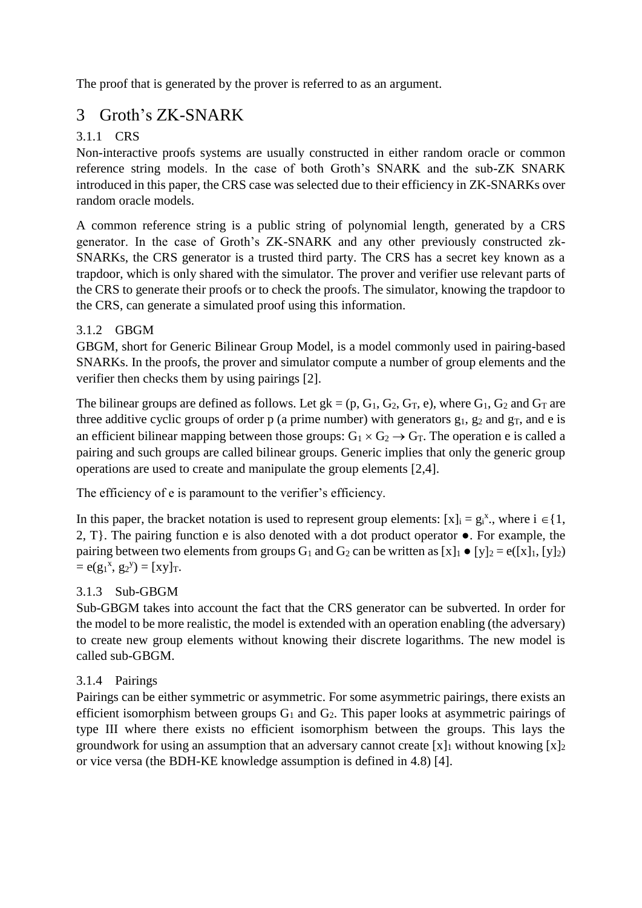The proof that is generated by the prover is referred to as an argument.

# 3 Groth's ZK-SNARK

### 3.1.1 CRS

Non-interactive proofs systems are usually constructed in either random oracle or common reference string models. In the case of both Groth's SNARK and the sub-ZK SNARK introduced in this paper, the CRS case was selected due to their efficiency in ZK-SNARKs over random oracle models.

A common reference string is a public string of polynomial length, generated by a CRS generator. In the case of Groth's ZK-SNARK and any other previously constructed zk-SNARKs, the CRS generator is a trusted third party. The CRS has a secret key known as a trapdoor, which is only shared with the simulator. The prover and verifier use relevant parts of the CRS to generate their proofs or to check the proofs. The simulator, knowing the trapdoor to the CRS, can generate a simulated proof using this information.

### 3.1.2 GBGM

GBGM, short for Generic Bilinear Group Model, is a model commonly used in pairing-based SNARKs. In the proofs, the prover and simulator compute a number of group elements and the verifier then checks them by using pairings [2].

The bilinear groups are defined as follows. Let $gk = (p, G_1, G_2, G_T, e)$, where $G_1$, $G_2$ and $G_T$ are three additive cyclic groups of order p (a prime number) with generators $g_1$, $g_2$ and $g_T$, and e is an efficient bilinear mapping between those groups: $G_1 \times G_2 \rightarrow G_T$. The operation e is called a pairing and such groups are called bilinear groups. Generic implies that only the generic group operations are used to create and manipulate the group elements [2,4].

The efficiency of e is paramount to the verifier's efficiency.

In this paper, the bracket notation is used to represent group elements: $[x]_i = g_i^x$., where $i \in \{1, 2, T\}$. The pairing function e is also denoted with a dot product operator ●. For example, the pairing between two elements from groups $G_1$ and $G_2$ can be written as $[x]_1 \bullet [y]_2 = e([x]_1, [y]_2) = e(g_1^x, g_2^y) = [xy]_T$.

### 3.1.3 Sub-GBGM

Sub-GBGM takes into account the fact that the CRS generator can be subverted. In order for the model to be more realistic, the model is extended with an operation enabling (the adversary) to create new group elements without knowing their discrete logarithms. The new model is called sub-GBGM.

### 3.1.4 Pairings

Pairings can be either symmetric or asymmetric. For some asymmetric pairings, there exists an efficient isomorphism between groups $G_1$ and $G_2$. This paper looks at asymmetric pairings of type III where there exists no efficient isomorphism between the groups. This lays the groundwork for using an assumption that an adversary cannot create $[x]_1$ without knowing $[x]_2$ or vice versa (the BDH-KE knowledge assumption is defined in 4.8) [4].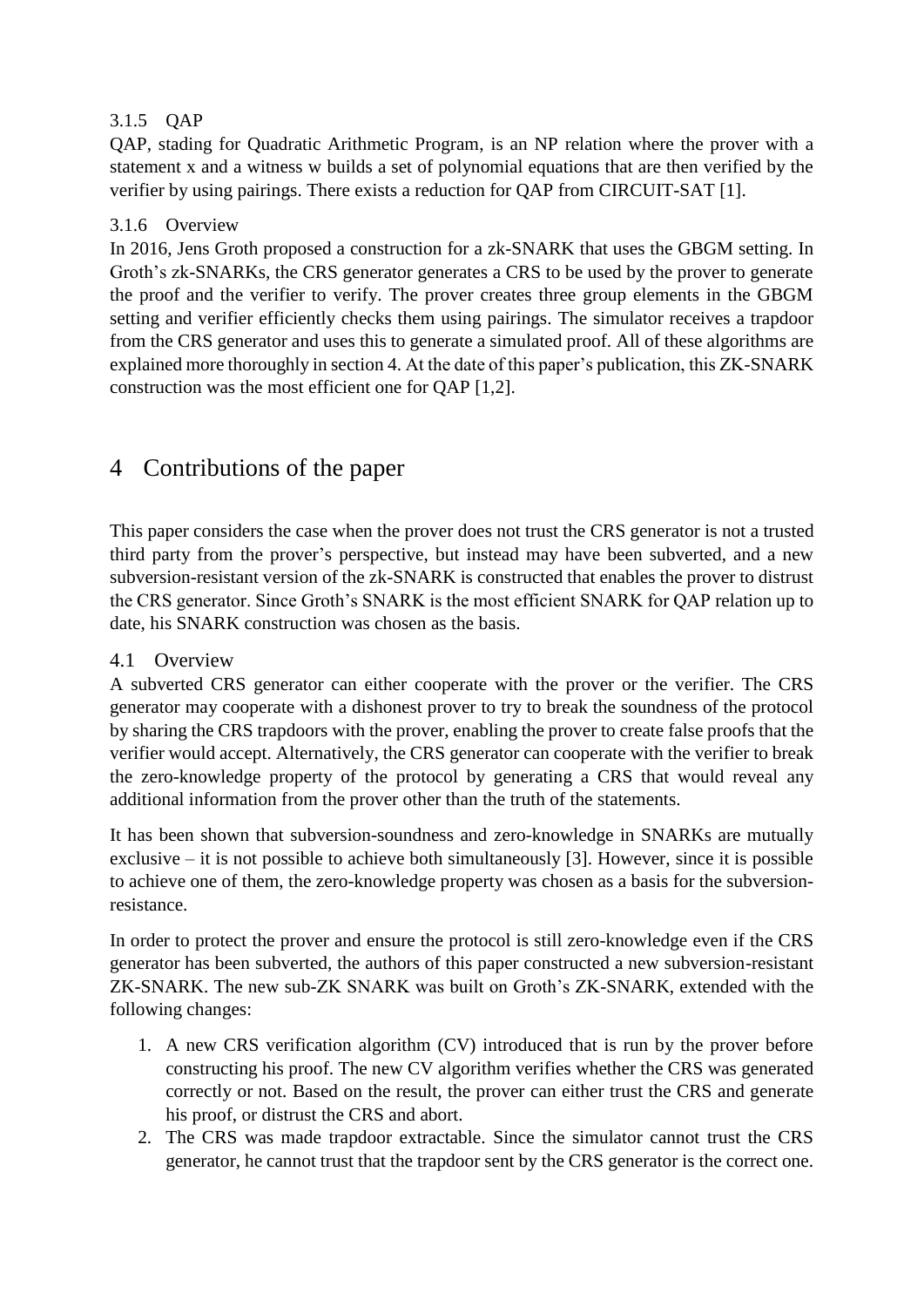### 3.1.5 QAP

QAP, stading for Quadratic Arithmetic Program, is an NP relation where the prover with a statement x and a witness w builds a set of polynomial equations that are then verified by the verifier by using pairings. There exists a reduction for QAP from CIRCUIT-SAT [1].

### 3.1.6 Overview

In 2016, Jens Groth proposed a construction for a zk-SNARK that uses the GBGM setting. In Groth's zk-SNARKs, the CRS generator generates a CRS to be used by the prover to generate the proof and the verifier to verify. The prover creates three group elements in the GBGM setting and verifier efficiently checks them using pairings. The simulator receives a trapdoor from the CRS generator and uses this to generate a simulated proof. All of these algorithms are explained more thoroughly in section 4. At the date of this paper's publication, this ZK-SNARK construction was the most efficient one for QAP [1,2].

# 4 Contributions of the paper

This paper considers the case when the prover does not trust the CRS generator is not a trusted third party from the prover's perspective, but instead may have been subverted, and a new subversion-resistant version of the zk-SNARK is constructed that enables the prover to distrust the CRS generator. Since Groth's SNARK is the most efficient SNARK for QAP relation up to date, his SNARK construction was chosen as the basis.

## 4.1 Overview

A subverted CRS generator can either cooperate with the prover or the verifier. The CRS generator may cooperate with a dishonest prover to try to break the soundness of the protocol by sharing the CRS trapdoors with the prover, enabling the prover to create false proofs that the verifier would accept. Alternatively, the CRS generator can cooperate with the verifier to break the zero-knowledge property of the protocol by generating a CRS that would reveal any additional information from the prover other than the truth of the statements.

It has been shown that subversion-soundness and zero-knowledge in SNARKs are mutually exclusive – it is not possible to achieve both simultaneously [3]. However, since it is possible to achieve one of them, the zero-knowledge property was chosen as a basis for the subversion-resistance.

In order to protect the prover and ensure the protocol is still zero-knowledge even if the CRS generator has been subverted, the authors of this paper constructed a new subversion-resistant ZK-SNARK. The new sub-ZK SNARK was built on Groth's ZK-SNARK, extended with the following changes:

1. A new CRS verification algorithm (CV) introduced that is run by the prover before constructing his proof. The new CV algorithm verifies whether the CRS was generated correctly or not. Based on the result, the prover can either trust the CRS and generate his proof, or distrust the CRS and abort.
2. The CRS was made trapdoor extractable. Since the simulator cannot trust the CRS generator, he cannot trust that the trapdoor sent by the CRS generator is the correct one.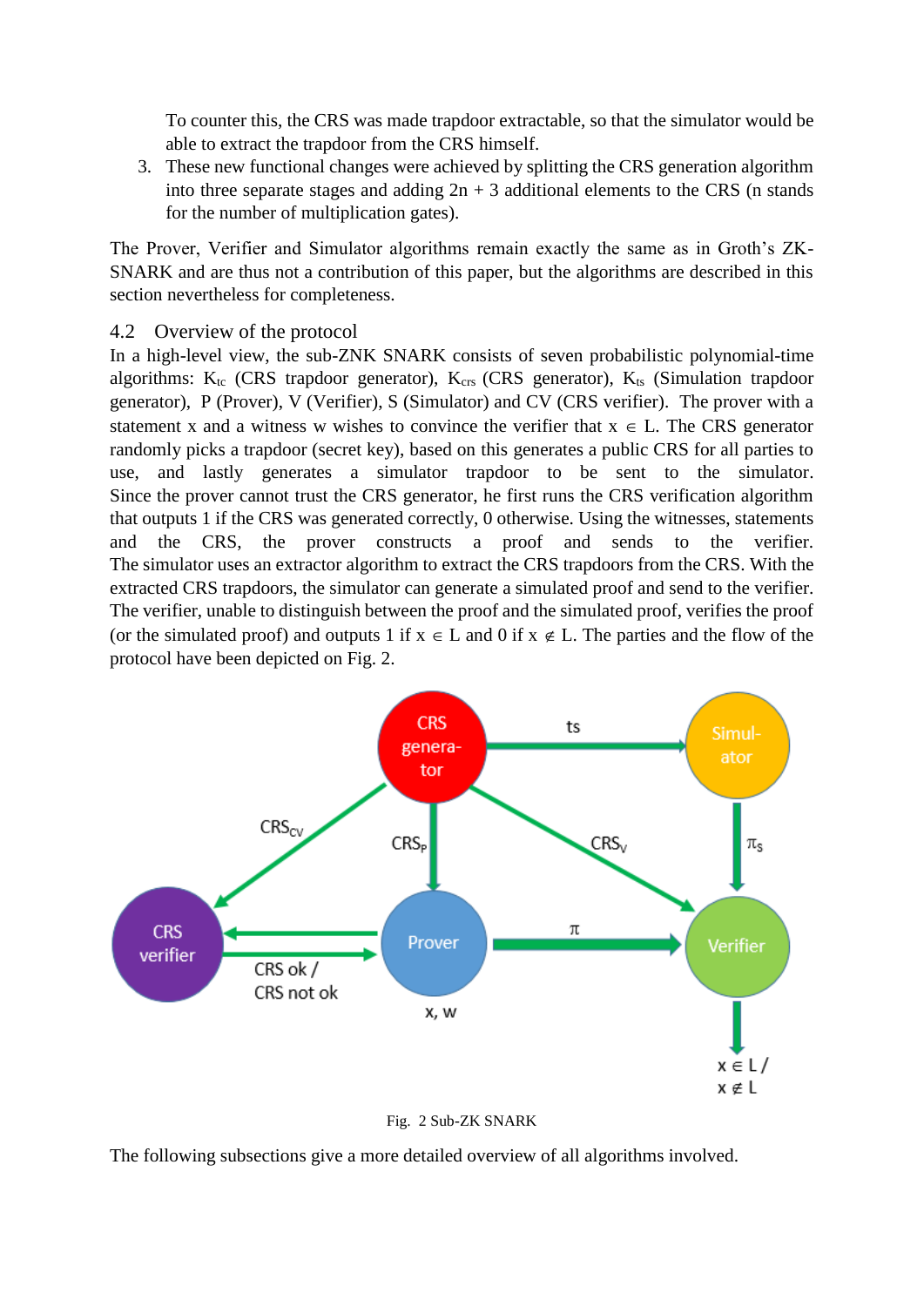To counter this, the CRS was made trapdoor extractable, so that the simulator would be able to extract the trapdoor from the CRS himself.

3. These new functional changes were achieved by splitting the CRS generation algorithm into three separate stages and adding 2n + 3 additional elements to the CRS (n stands for the number of multiplication gates).

The Prover, Verifier and Simulator algorithms remain exactly the same as in Groth's ZK-SNARK and are thus not a contribution of this paper, but the algorithms are described in this section nevertheless for completeness.

## 4.2 Overview of the protocol

In a high-level view, the sub-ZNK SNARK consists of seven probabilistic polynomial-time algorithms: $K_{tc}$ (CRS trapdoor generator), $K_{crs}$ (CRS generator), $K_{ts}$ (Simulation trapdoor generator), P (Prover), V (Verifier), S (Simulator) and CV (CRS verifier). The prover with a statement x and a witness w wishes to convince the verifier that $x \in L$. The CRS generator randomly picks a trapdoor (secret key), based on this generates a public CRS for all parties to use, and lastly generates a simulator trapdoor to be sent to the simulator. Since the prover cannot trust the CRS generator, he first runs the CRS verification algorithm that outputs 1 if the CRS was generated correctly, 0 otherwise. Using the witnesses, statements and the CRS, the prover constructs a proof and sends to the verifier. The simulator uses an extractor algorithm to extract the CRS trapdoors from the CRS. With the extracted CRS trapdoors, the simulator can generate a simulated proof and send to the verifier. The verifier, unable to distinguish between the proof and the simulated proof, verifies the proof (or the simulated proof) and outputs 1 if $x \in L$ and 0 if $x \notin L$. The parties and the flow of the protocol have been depicted on Fig. 2.

Fig. 2 Sub-ZK SNARK

The following subsections give a more detailed overview of all algorithms involved.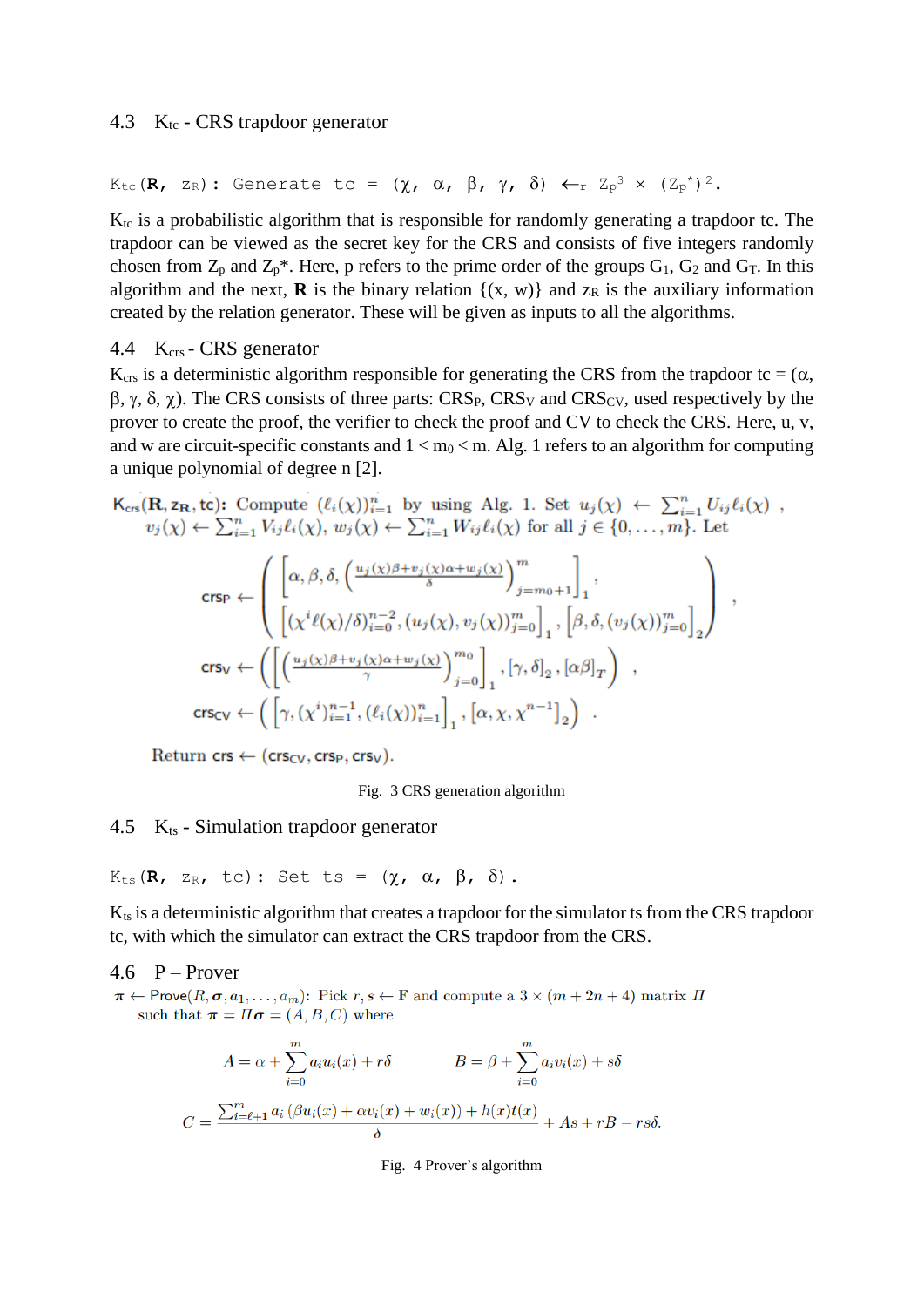## 4.3 $K_{tc}$ - CRS trapdoor generator

$K_{tc}$(**R**, $z_R$): Generate tc = $(\chi, \alpha, \beta, \gamma, \delta) \leftarrow_r Z_p^3 \times (Z_p^*)^2$.

$K_{tc}$ is a probabilistic algorithm that is responsible for randomly generating a trapdoor tc. The trapdoor can be viewed as the secret key for the CRS and consists of five integers randomly chosen from $Z_p$ and $Z_p^*$. Here, p refers to the prime order of the groups $G_1$, $G_2$ and $G_T$. In this algorithm and the next, **R** is the binary relation {(x, w)} and $z_R$ is the auxiliary information created by the relation generator. These will be given as inputs to all the algorithms.

## 4.4 $K_{crs}$ - CRS generator

$K_{crs}$ is a deterministic algorithm responsible for generating the CRS from the trapdoor tc = (α, β, γ, δ, χ). The CRS consists of three parts: $CRS_P$, $CRS_V$ and $CRS_{CV}$, used respectively by the prover to create the proof, the verifier to check the proof and CV to check the CRS. Here, u, v, and w are circuit-specific constants and $1 < m_0 < m$. Alg. 1 refers to an algorithm for computing a unique polynomial of degree n [2].

$K_{crs}(\mathbf{R}, z_{\mathbf{R}}, \mathsf{tc})$: Compute $(\ell_i(\chi))_{i=1}^n$ by using Alg. 1. Set $u_j(\chi) \leftarrow \sum_{i=1}^n U_{ij}\ell_i(\chi)$, $v_j(\chi) \leftarrow \sum_{i=1}^n V_{ij}\ell_i(\chi)$, $w_j(\chi) \leftarrow \sum_{i=1}^n W_{ij}\ell_i(\chi)$ for all $j \in \{0, \ldots, m\}$. Let

$$\mathsf{crs_P} \leftarrow \left( \begin{array}{l} \left[\alpha, \beta, \delta, \left(\frac{u_j(\chi)\beta + v_j(\chi)\alpha + w_j(\chi)}{\delta}\right)_{j=m_0+1}^{m}\right]_1, \\ \left[(\chi^i \ell(\chi)/\delta)_{i=0}^{n-2}, (u_j(\chi), v_j(\chi))_{j=0}^{m}\right]_1, \left[\beta, \delta, (v_j(\chi))_{j=0}^{m}\right]_2 \end{array} \right),$$

$$\mathsf{crs_V} \leftarrow \left( \left[\left(\frac{u_j(\chi)\beta + v_j(\chi)\alpha + w_j(\chi)}{\gamma}\right)_{j=0}^{m_0}\right]_1, [\gamma, \delta]_2, [\alpha\beta]_T \right),$$

$$\mathsf{crs_{CV}} \leftarrow \left( \left[\gamma, (\chi^i)_{i=1}^{n-1}, (\ell_i(\chi))_{i=1}^{n}\right]_1, \left[\alpha, \chi, \chi^{n-1}\right]_2 \right).$$

Return $\mathsf{crs} \leftarrow (\mathsf{crs_{CV}}, \mathsf{crs_P}, \mathsf{crs_V})$.

Fig. 3 CRS generation algorithm

## 4.5 $K_{ts}$ - Simulation trapdoor generator

$K_{ts}$(**R**, $z_R$, tc): Set ts = (χ, α, β, δ).

$K_{ts}$ is a deterministic algorithm that creates a trapdoor for the simulator ts from the CRS trapdoor tc, with which the simulator can extract the CRS trapdoor from the CRS.

## 4.6 P – Prover

$\boldsymbol{\pi} \leftarrow \mathsf{Prove}(R, \boldsymbol{\sigma}, a_1, \ldots, a_m)$: Pick $r, s \leftarrow \mathbb{F}$ and compute a $3 \times (m + 2n + 4)$ matrix $\Pi$ such that $\boldsymbol{\pi} = \Pi\boldsymbol{\sigma} = (A, B, C)$ where

$$A = \alpha + \sum_{i=0}^{m} a_i u_i(x) + r\delta \qquad B = \beta + \sum_{i=0}^{m} a_i v_i(x) + s\delta$$

$$C = \frac{\sum_{i=\ell+1}^{m} a_i \left(\beta u_i(x) + \alpha v_i(x) + w_i(x)\right) + h(x)t(x)}{\delta} + As + rB - rs\delta.$$

Fig. 4 Prover's algorithm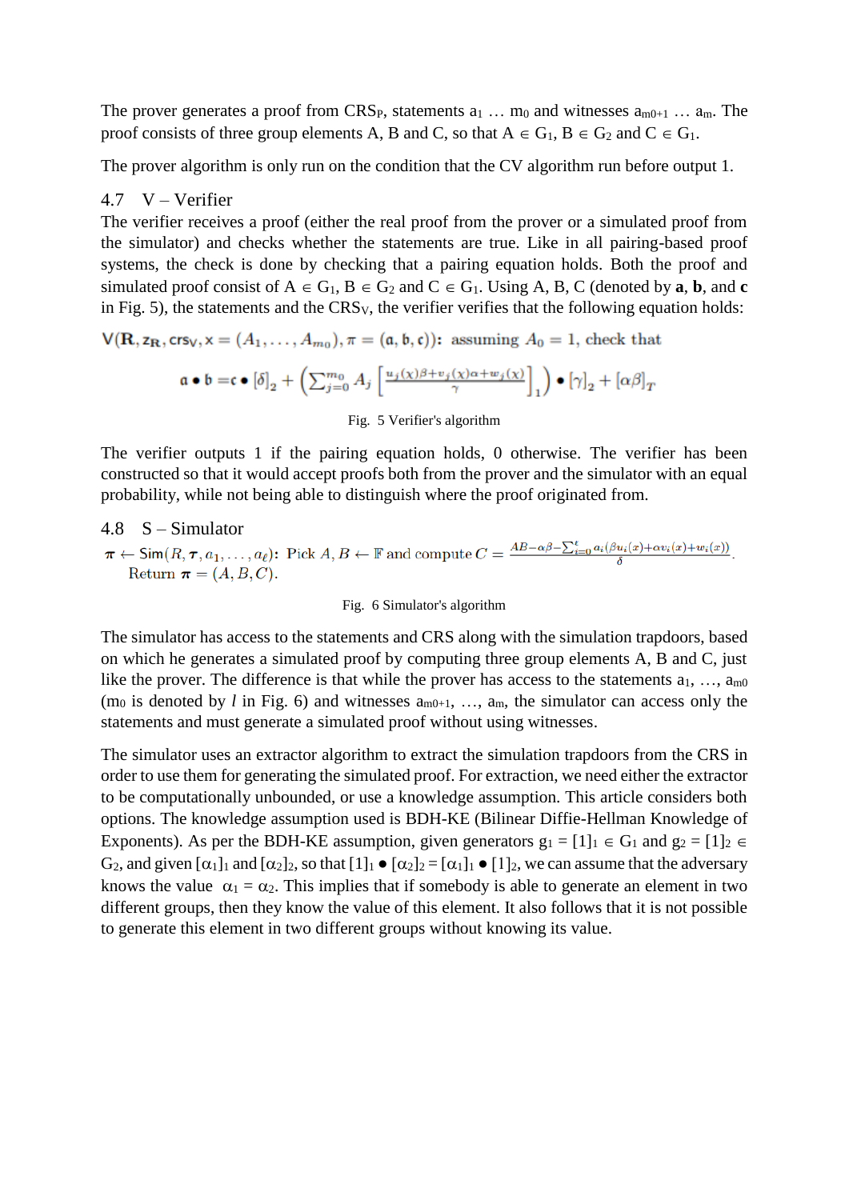The prover generates a proof from $CRS_P$, statements $a_1 \ldots m_0$ and witnesses $a_{m0+1} \ldots a_m$. The proof consists of three group elements A, B and C, so that $A \in G_1$, $B \in G_2$ and $C \in G_1$.

The prover algorithm is only run on the condition that the CV algorithm run before output 1.

## 4.7 V – Verifier

The verifier receives a proof (either the real proof from the prover or a simulated proof from the simulator) and checks whether the statements are true. Like in all pairing-based proof systems, the check is done by checking that a pairing equation holds. Both the proof and simulated proof consist of $A \in G_1$, $B \in G_2$ and $C \in G_1$. Using A, B, C (denoted by **a**, **b**, and **c** in Fig. 5), the statements and the $CRS_V$, the verifier verifies that the following equation holds:

$$\mathsf{V}(\mathbf{R}, z_{\mathbf{R}}, \mathsf{crs_V}, \mathsf{x} = (A_1, \ldots, A_{m_0}), \pi = (\mathfrak{a}, \mathfrak{b}, \mathfrak{c})):\ \text{assuming } A_0 = 1, \text{ check that}$$

$$\mathfrak{a} \bullet \mathfrak{b} = \mathfrak{c} \bullet [\delta]_2 + \left(\sum_{j=0}^{m_0} A_j \left[\frac{u_j(x)\beta + v_j(x)\alpha + w_j(x)}{\gamma}\right]_1\right) \bullet [\gamma]_2 + [\alpha\beta]_T$$

Fig. 5 Verifier's algorithm

The verifier outputs 1 if the pairing equation holds, 0 otherwise. The verifier has been constructed so that it would accept proofs both from the prover and the simulator with an equal probability, while not being able to distinguish where the proof originated from.

## 4.8 S – Simulator

$$\boldsymbol{\pi} \leftarrow \mathsf{Sim}(R, \boldsymbol{\tau}, a_1, \ldots, a_\ell):\ \text{Pick } A, B \leftarrow \mathbb{F} \text{ and compute } C = \frac{AB - \alpha\beta - \sum_{i=0}^{\ell} a_i(\beta u_i(x) + \alpha v_i(x) + w_i(x))}{\delta}.$$
$$\text{Return } \boldsymbol{\pi} = (A, B, C).$$

Fig. 6 Simulator's algorithm

The simulator has access to the statements and CRS along with the simulation trapdoors, based on which he generates a simulated proof by computing three group elements A, B and C, just like the prover. The difference is that while the prover has access to the statements $a_1, \ldots, a_{m0}$ ($m_0$ is denoted by *l* in Fig. 6) and witnesses $a_{m0+1}, \ldots, a_m$, the simulator can access only the statements and must generate a simulated proof without using witnesses.

The simulator uses an extractor algorithm to extract the simulation trapdoors from the CRS in order to use them for generating the simulated proof. For extraction, we need either the extractor to be computationally unbounded, or use a knowledge assumption. This article considers both options. The knowledge assumption used is BDH-KE (Bilinear Diffie-Hellman Knowledge of Exponents). As per the BDH-KE assumption, given generators $g_1 = [1]_1 \in G_1$ and $g_2 = [1]_2 \in G_2$, and given $[\alpha_1]_1$ and $[\alpha_2]_2$, so that $[1]_1 \bullet [\alpha_2]_2 = [\alpha_1]_1 \bullet [1]_2$, we can assume that the adversary knows the value $\alpha_1 = \alpha_2$. This implies that if somebody is able to generate an element in two different groups, then they know the value of this element. It also follows that it is not possible to generate this element in two different groups without knowing its value.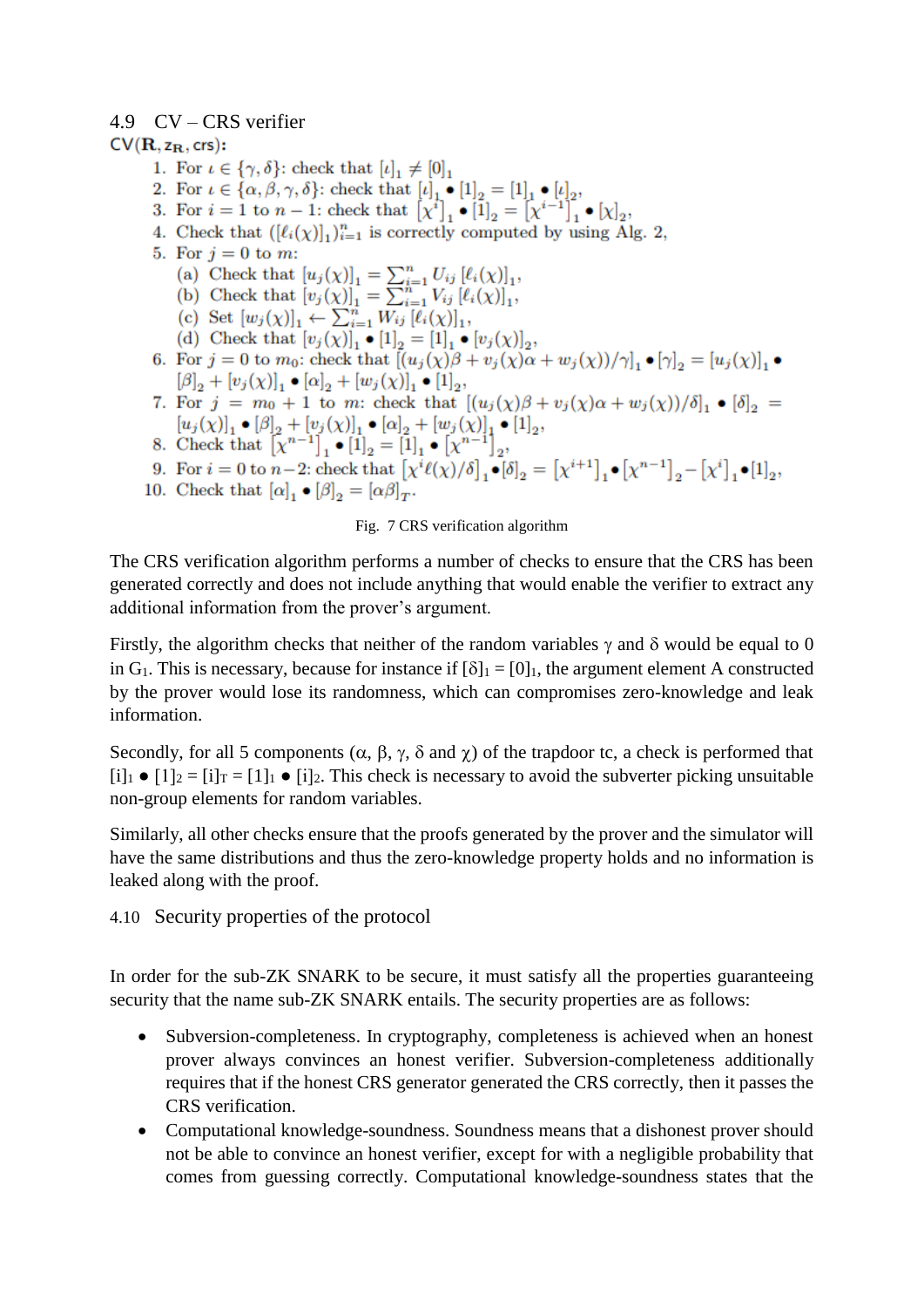## 4.9 CV – CRS verifier

$\mathsf{CV}(\mathbf{R}, \mathsf{z_R}, \mathsf{crs})$:

1. For $\iota \in \{\gamma, \delta\}$: check that $[\iota]_1 \neq [0]_1$
2. For $\iota \in \{\alpha, \beta, \gamma, \delta\}$: check that $[\iota]_1 \bullet [1]_2 = [1]_1 \bullet [\iota]_2$,
3. For $i = 1$ to $n-1$: check that $[\chi^i]_1 \bullet [1]_2 = [\chi^{i-1}]_1 \bullet [\chi]_2$,
4. Check that $([\ell_i(\chi)]_1)_{i=1}^n$ is correctly computed by using Alg. 2,
5. For $j = 0$ to $m$:
   (a) Check that $[u_j(\chi)]_1 = \sum_{i=1}^n U_{ij} [\ell_i(\chi)]_1$,
   (b) Check that $[v_j(\chi)]_1 = \sum_{i=1}^n V_{ij} [\ell_i(\chi)]_1$,
   (c) Set $[w_j(\chi)]_1 \leftarrow \sum_{i=1}^n W_{ij} [\ell_i(\chi)]_1$,
   (d) Check that $[v_j(\chi)]_1 \bullet [1]_2 = [1]_1 \bullet [v_j(\chi)]_2$,
6. For $j = 0$ to $m_0$: check that $[(u_j(\chi)\beta + v_j(\chi)\alpha + w_j(\chi))/\gamma]_1 \bullet [\gamma]_2 = [u_j(\chi)]_1 \bullet [\beta]_2 + [v_j(\chi)]_1 \bullet [\alpha]_2 + [w_j(\chi)]_1 \bullet [1]_2$,
7. For $j = m_0 + 1$ to $m$: check that $[(u_j(\chi)\beta + v_j(\chi)\alpha + w_j(\chi))/\delta]_1 \bullet [\delta]_2 = [u_j(\chi)]_1 \bullet [\beta]_2 + [v_j(\chi)]_1 \bullet [\alpha]_2 + [w_j(\chi)]_1 \bullet [1]_2$,
8. Check that $[\chi^{n-1}]_1 \bullet [1]_2 = [1]_1 \bullet [\chi^{n-1}]_2$,
9. For $i = 0$ to $n-2$: check that $[\chi^i \ell(\chi)/\delta]_1 \bullet [\delta]_2 = [\chi^{i+1}]_1 \bullet [\chi^{n-1}]_2 - [\chi^i]_1 \bullet [1]_2$,
10. Check that $[\alpha]_1 \bullet [\beta]_2 = [\alpha\beta]_T$.

Fig. 7 CRS verification algorithm

The CRS verification algorithm performs a number of checks to ensure that the CRS has been generated correctly and does not include anything that would enable the verifier to extract any additional information from the prover's argument.

Firstly, the algorithm checks that neither of the random variables $\gamma$ and $\delta$ would be equal to 0 in $G_1$. This is necessary, because for instance if $[\delta]_1 = [0]_1$, the argument element A constructed by the prover would lose its randomness, which can compromises zero-knowledge and leak information.

Secondly, for all 5 components ($\alpha$, $\beta$, $\gamma$, $\delta$ and $\chi$) of the trapdoor tc, a check is performed that $[i]_1 \bullet [1]_2 = [i]_T = [1]_1 \bullet [i]_2$. This check is necessary to avoid the subverter picking unsuitable non-group elements for random variables.

Similarly, all other checks ensure that the proofs generated by the prover and the simulator will have the same distributions and thus the zero-knowledge property holds and no information is leaked along with the proof.

## 4.10 Security properties of the protocol

In order for the sub-ZK SNARK to be secure, it must satisfy all the properties guaranteeing security that the name sub-ZK SNARK entails. The security properties are as follows:

- Subversion-completeness. In cryptography, completeness is achieved when an honest prover always convinces an honest verifier. Subversion-completeness additionally requires that if the honest CRS generator generated the CRS correctly, then it passes the CRS verification.
- Computational knowledge-soundness. Soundness means that a dishonest prover should not be able to convince an honest verifier, except for with a negligible probability that comes from guessing correctly. Computational knowledge-soundness states that the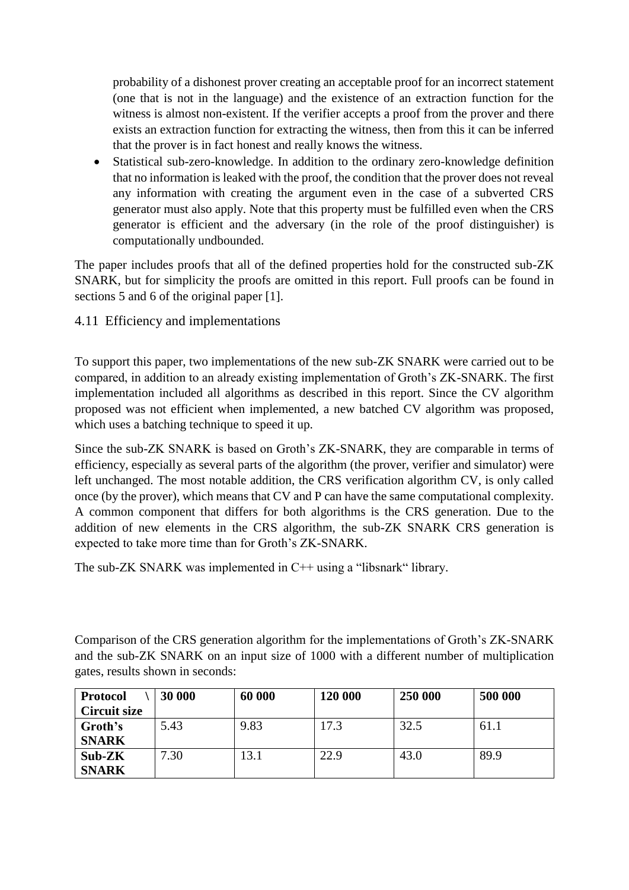probability of a dishonest prover creating an acceptable proof for an incorrect statement (one that is not in the language) and the existence of an extraction function for the witness is almost non-existent. If the verifier accepts a proof from the prover and there exists an extraction function for extracting the witness, then from this it can be inferred that the prover is in fact honest and really knows the witness.

- Statistical sub-zero-knowledge. In addition to the ordinary zero-knowledge definition that no information is leaked with the proof, the condition that the prover does not reveal any information with creating the argument even in the case of a subverted CRS generator must also apply. Note that this property must be fulfilled even when the CRS generator is efficient and the adversary (in the role of the proof distinguisher) is computationally undbounded.

The paper includes proofs that all of the defined properties hold for the constructed sub-ZK SNARK, but for simplicity the proofs are omitted in this report. Full proofs can be found in sections 5 and 6 of the original paper [1].

## 4.11 Efficiency and implementations

To support this paper, two implementations of the new sub-ZK SNARK were carried out to be compared, in addition to an already existing implementation of Groth's ZK-SNARK. The first implementation included all algorithms as described in this report. Since the CV algorithm proposed was not efficient when implemented, a new batched CV algorithm was proposed, which uses a batching technique to speed it up.

Since the sub-ZK SNARK is based on Groth's ZK-SNARK, they are comparable in terms of efficiency, especially as several parts of the algorithm (the prover, verifier and simulator) were left unchanged. The most notable addition, the CRS verification algorithm CV, is only called once (by the prover), which means that CV and P can have the same computational complexity. A common component that differs for both algorithms is the CRS generation. Due to the addition of new elements in the CRS algorithm, the sub-ZK SNARK CRS generation is expected to take more time than for Groth's ZK-SNARK.

The sub-ZK SNARK was implemented in C++ using a "libsnark" library.

Comparison of the CRS generation algorithm for the implementations of Groth's ZK-SNARK and the sub-ZK SNARK on an input size of 1000 with a different number of multiplication gates, results shown in seconds:

| **Protocol \ Circuit size** | **30 000** | **60 000** | **120 000** | **250 000** | **500 000** |
|---|---|---|---|---|---|
| **Groth's SNARK** | 5.43 | 9.83 | 17.3 | 32.5 | 61.1 |
| **Sub-ZK SNARK** | 7.30 | 13.1 | 22.9 | 43.0 | 89.9 |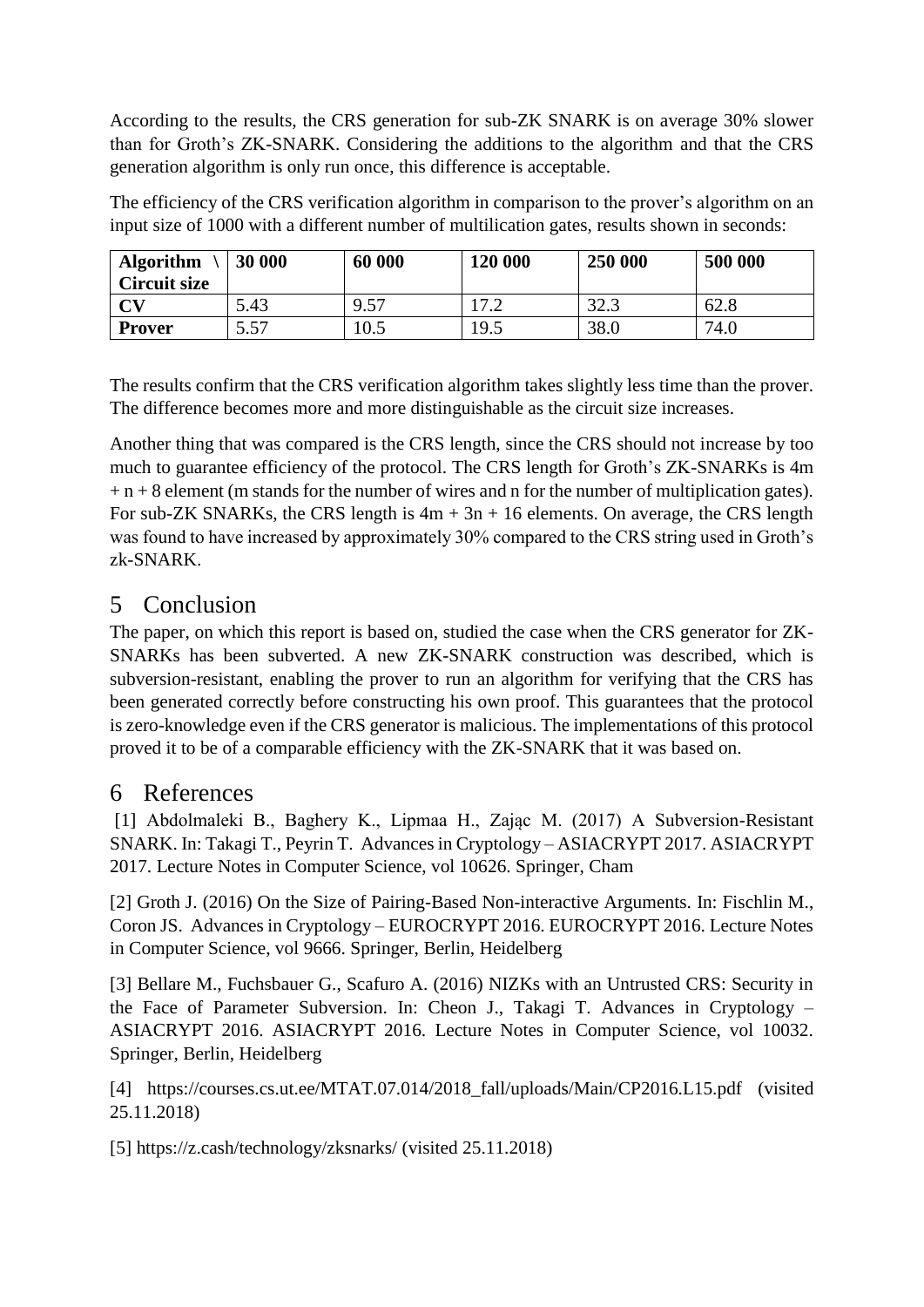According to the results, the CRS generation for sub-ZK SNARK is on average 30% slower than for Groth's ZK-SNARK. Considering the additions to the algorithm and that the CRS generation algorithm is only run once, this difference is acceptable.

The efficiency of the CRS verification algorithm in comparison to the prover's algorithm on an input size of 1000 with a different number of multilication gates, results shown in seconds:

| **Algorithm \ Circuit size** | **30 000** | **60 000** | **120 000** | **250 000** | **500 000** |
|---|---|---|---|---|---|
| **CV** | 5.43 | 9.57 | 17.2 | 32.3 | 62.8 |
| **Prover** | 5.57 | 10.5 | 19.5 | 38.0 | 74.0 |

The results confirm that the CRS verification algorithm takes slightly less time than the prover. The difference becomes more and more distinguishable as the circuit size increases.

Another thing that was compared is the CRS length, since the CRS should not increase by too much to guarantee efficiency of the protocol. The CRS length for Groth's ZK-SNARKs is $4m + n + 8$ element (m stands for the number of wires and n for the number of multiplication gates). For sub-ZK SNARKs, the CRS length is $4m + 3n + 16$ elements. On average, the CRS length was found to have increased by approximately 30% compared to the CRS string used in Groth's zk-SNARK.

# 5 Conclusion

The paper, on which this report is based on, studied the case when the CRS generator for ZK-SNARKs has been subverted. A new ZK-SNARK construction was described, which is subversion-resistant, enabling the prover to run an algorithm for verifying that the CRS has been generated correctly before constructing his own proof. This guarantees that the protocol is zero-knowledge even if the CRS generator is malicious. The implementations of this protocol proved it to be of a comparable efficiency with the ZK-SNARK that it was based on.

# 6 References

[1] Abdolmaleki B., Baghery K., Lipmaa H., Zając M. (2017) A Subversion-Resistant SNARK. In: Takagi T., Peyrin T. Advances in Cryptology – ASIACRYPT 2017. ASIACRYPT 2017. Lecture Notes in Computer Science, vol 10626. Springer, Cham

[2] Groth J. (2016) On the Size of Pairing-Based Non-interactive Arguments. In: Fischlin M., Coron JS. Advances in Cryptology – EUROCRYPT 2016. EUROCRYPT 2016. Lecture Notes in Computer Science, vol 9666. Springer, Berlin, Heidelberg

[3] Bellare M., Fuchsbauer G., Scafuro A. (2016) NIZKs with an Untrusted CRS: Security in the Face of Parameter Subversion. In: Cheon J., Takagi T. Advances in Cryptology – ASIACRYPT 2016. ASIACRYPT 2016. Lecture Notes in Computer Science, vol 10032. Springer, Berlin, Heidelberg

[4] https://courses.cs.ut.ee/MTAT.07.014/2018_fall/uploads/Main/CP2016.L15.pdf (visited 25.11.2018)

[5] https://z.cash/technology/zksnarks/ (visited 25.11.2018)